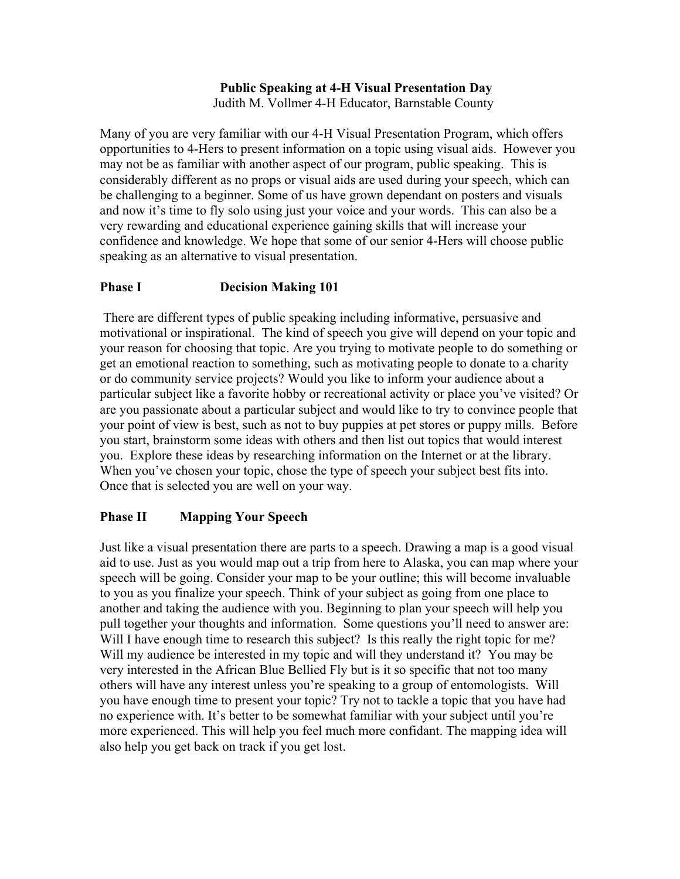# Public Speaking at 4-H Visual Presentation Day

Judith M. Vollmer 4-H Educator, Barnstable County

Many of you are very familiar with our 4-H Visual Presentation Program, which offers opportunities to 4-Hers to present information on a topic using visual aids. However you may not be as familiar with another aspect of our program, public speaking. This is considerably different as no props or visual aids are used during your speech, which can be challenging to a beginner. Some of us have grown dependant on posters and visuals and now it's time to fly solo using just your voice and your words. This can also be a very rewarding and educational experience gaining skills that will increase your confidence and knowledge. We hope that some of our senior 4-Hers will choose public speaking as an alternative to visual presentation.

## Phase I Decision Making 101

There are different types of public speaking including informative, persuasive and motivational or inspirational. The kind of speech you give will depend on your topic and your reason for choosing that topic. Are you trying to motivate people to do something or get an emotional reaction to something, such as motivating people to donate to a charity or do community service projects? Would you like to inform your audience about a particular subject like a favorite hobby or recreational activity or place you've visited? Or are you passionate about a particular subject and would like to try to convince people that your point of view is best, such as not to buy puppies at pet stores or puppy mills. Before you start, brainstorm some ideas with others and then list out topics that would interest you. Explore these ideas by researching information on the Internet or at the library. When you've chosen your topic, chose the type of speech your subject best fits into. Once that is selected you are well on your way.

## Phase II Mapping Your Speech

Just like a visual presentation there are parts to a speech. Drawing a map is a good visual aid to use. Just as you would map out a trip from here to Alaska, you can map where your speech will be going. Consider your map to be your outline; this will become invaluable to you as you finalize your speech. Think of your subject as going from one place to another and taking the audience with you. Beginning to plan your speech will help you pull together your thoughts and information. Some questions you'll need to answer are: Will I have enough time to research this subject? Is this really the right topic for me? Will my audience be interested in my topic and will they understand it? You may be very interested in the African Blue Bellied Fly but is it so specific that not too many others will have any interest unless you're speaking to a group of entomologists. Will you have enough time to present your topic? Try not to tackle a topic that you have had no experience with. It's better to be somewhat familiar with your subject until you're more experienced. This will help you feel much more confidant. The mapping idea will also help you get back on track if you get lost.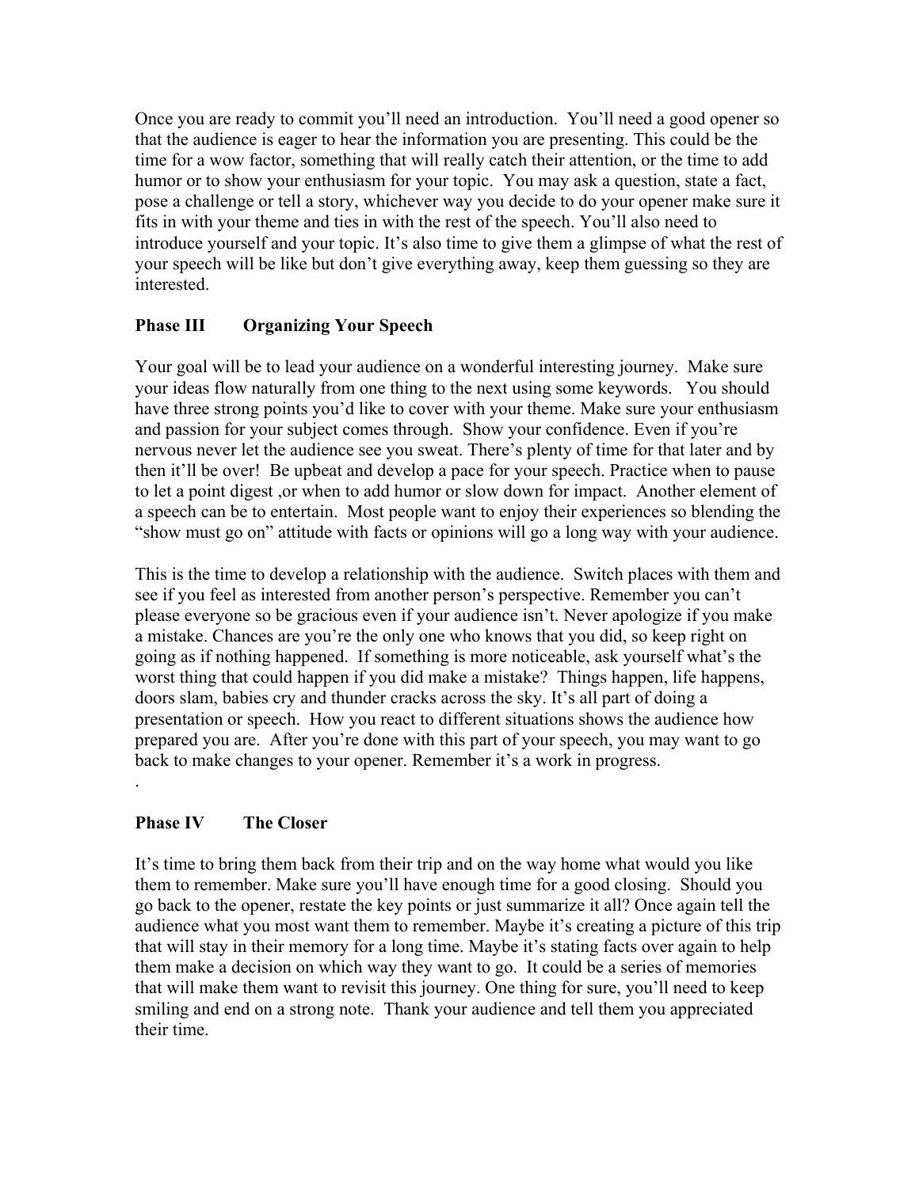Once you are ready to commit you'll need an introduction. You'll need a good opener so that the audience is eager to hear the information you are presenting. This could be the time for a wow factor, something that will really catch their attention, or the time to add humor or to show your enthusiasm for your topic. You may ask a question, state a fact, pose a challenge or tell a story, whichever way you decide to do your opener make sure it fits in with your theme and ties in with the rest of the speech. You'll also need to introduce yourself and your topic. It's also time to give them a glimpse of what the rest of your speech will be like but don't give everything away, keep them guessing so they are interested.

## Phase III Organizing Your Speech

Your goal will be to lead your audience on a wonderful interesting journey. Make sure your ideas flow naturally from one thing to the next using some keywords. You should have three strong points you'd like to cover with your theme. Make sure your enthusiasm and passion for your subject comes through. Show your confidence. Even if you're nervous never let the audience see you sweat. There's plenty of time for that later and by then it'll be over! Be upbeat and develop a pace for your speech. Practice when to pause to let a point digest ,or when to add humor or slow down for impact. Another element of a speech can be to entertain. Most people want to enjoy their experiences so blending the "show must go on" attitude with facts or opinions will go a long way with your audience.

This is the time to develop a relationship with the audience. Switch places with them and see if you feel as interested from another person's perspective. Remember you can't please everyone so be gracious even if your audience isn't. Never apologize if you make a mistake. Chances are you're the only one who knows that you did, so keep right on going as if nothing happened. If something is more noticeable, ask yourself what's the worst thing that could happen if you did make a mistake? Things happen, life happens, doors slam, babies cry and thunder cracks across the sky. It's all part of doing a presentation or speech. How you react to different situations shows the audience how prepared you are. After you're done with this part of your speech, you may want to go back to make changes to your opener. Remember it's a work in progress.
.

## Phase IV The Closer

It's time to bring them back from their trip and on the way home what would you like them to remember. Make sure you'll have enough time for a good closing. Should you go back to the opener, restate the key points or just summarize it all? Once again tell the audience what you most want them to remember. Maybe it's creating a picture of this trip that will stay in their memory for a long time. Maybe it's stating facts over again to help them make a decision on which way they want to go. It could be a series of memories that will make them want to revisit this journey. One thing for sure, you'll need to keep smiling and end on a strong note. Thank your audience and tell them you appreciated their time.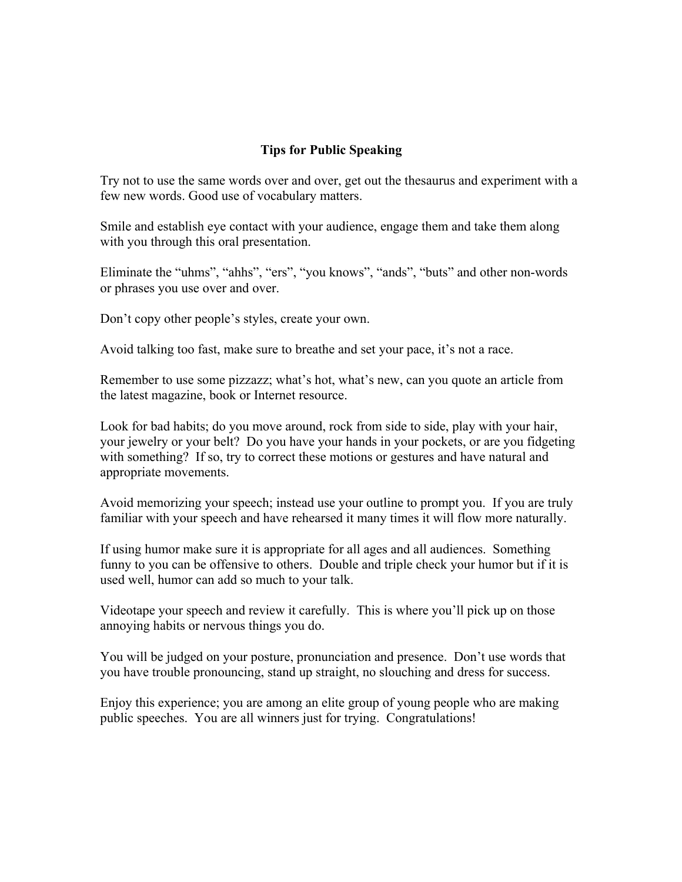## Tips for Public Speaking

Try not to use the same words over and over, get out the thesaurus and experiment with a few new words. Good use of vocabulary matters.

Smile and establish eye contact with your audience, engage them and take them along with you through this oral presentation.

Eliminate the "uhms", "ahhs", "ers", "you knows", "ands", "buts" and other non-words or phrases you use over and over.

Don't copy other people's styles, create your own.

Avoid talking too fast, make sure to breathe and set your pace, it's not a race.

Remember to use some pizzazz; what's hot, what's new, can you quote an article from the latest magazine, book or Internet resource.

Look for bad habits; do you move around, rock from side to side, play with your hair, your jewelry or your belt? Do you have your hands in your pockets, or are you fidgeting with something? If so, try to correct these motions or gestures and have natural and appropriate movements.

Avoid memorizing your speech; instead use your outline to prompt you. If you are truly familiar with your speech and have rehearsed it many times it will flow more naturally.

If using humor make sure it is appropriate for all ages and all audiences. Something funny to you can be offensive to others. Double and triple check your humor but if it is used well, humor can add so much to your talk.

Videotape your speech and review it carefully. This is where you'll pick up on those annoying habits or nervous things you do.

You will be judged on your posture, pronunciation and presence. Don't use words that you have trouble pronouncing, stand up straight, no slouching and dress for success.

Enjoy this experience; you are among an elite group of young people who are making public speeches. You are all winners just for trying. Congratulations!